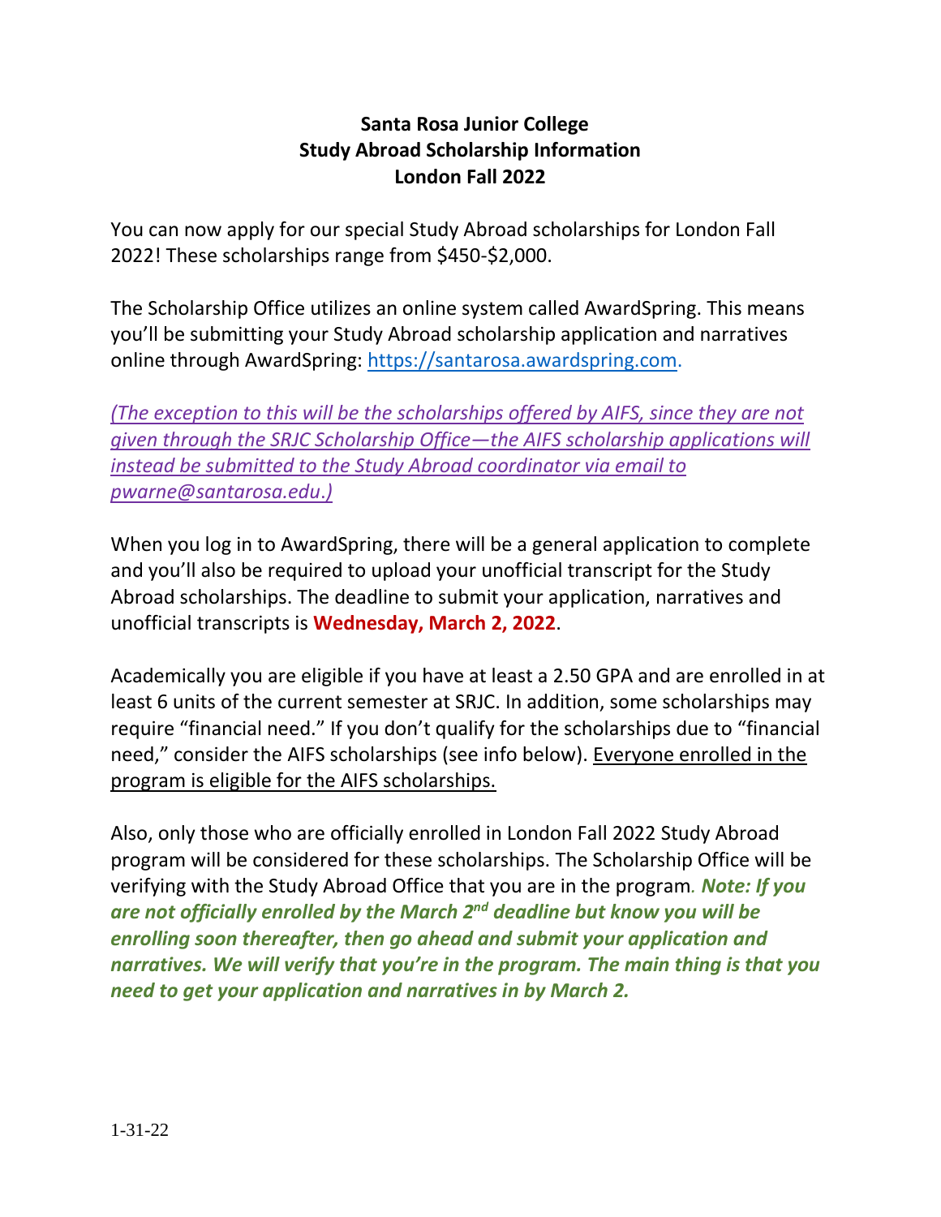**Santa Rosa Junior College**
**Study Abroad Scholarship Information**
**London Fall 2022**

You can now apply for our special Study Abroad scholarships for London Fall 2022! These scholarships range from $450-$2,000.

The Scholarship Office utilizes an online system called AwardSpring. This means you'll be submitting your Study Abroad scholarship application and narratives online through AwardSpring: https://santarosa.awardspring.com.

*(The exception to this will be the scholarships offered by AIFS, since they are not given through the SRJC Scholarship Office—the AIFS scholarship applications will instead be submitted to the Study Abroad coordinator via email to pwarne@santarosa.edu.)*

When you log in to AwardSpring, there will be a general application to complete and you'll also be required to upload your unofficial transcript for the Study Abroad scholarships. The deadline to submit your application, narratives and unofficial transcripts is **Wednesday, March 2, 2022**.

Academically you are eligible if you have at least a 2.50 GPA and are enrolled in at least 6 units of the current semester at SRJC. In addition, some scholarships may require "financial need." If you don't qualify for the scholarships due to "financial need," consider the AIFS scholarships (see info below). Everyone enrolled in the program is eligible for the AIFS scholarships.

Also, only those who are officially enrolled in London Fall 2022 Study Abroad program will be considered for these scholarships. The Scholarship Office will be verifying with the Study Abroad Office that you are in the program. ***Note: If you are not officially enrolled by the March 2nd deadline but know you will be enrolling soon thereafter, then go ahead and submit your application and narratives. We will verify that you're in the program. The main thing is that you need to get your application and narratives in by March 2.***

1-31-22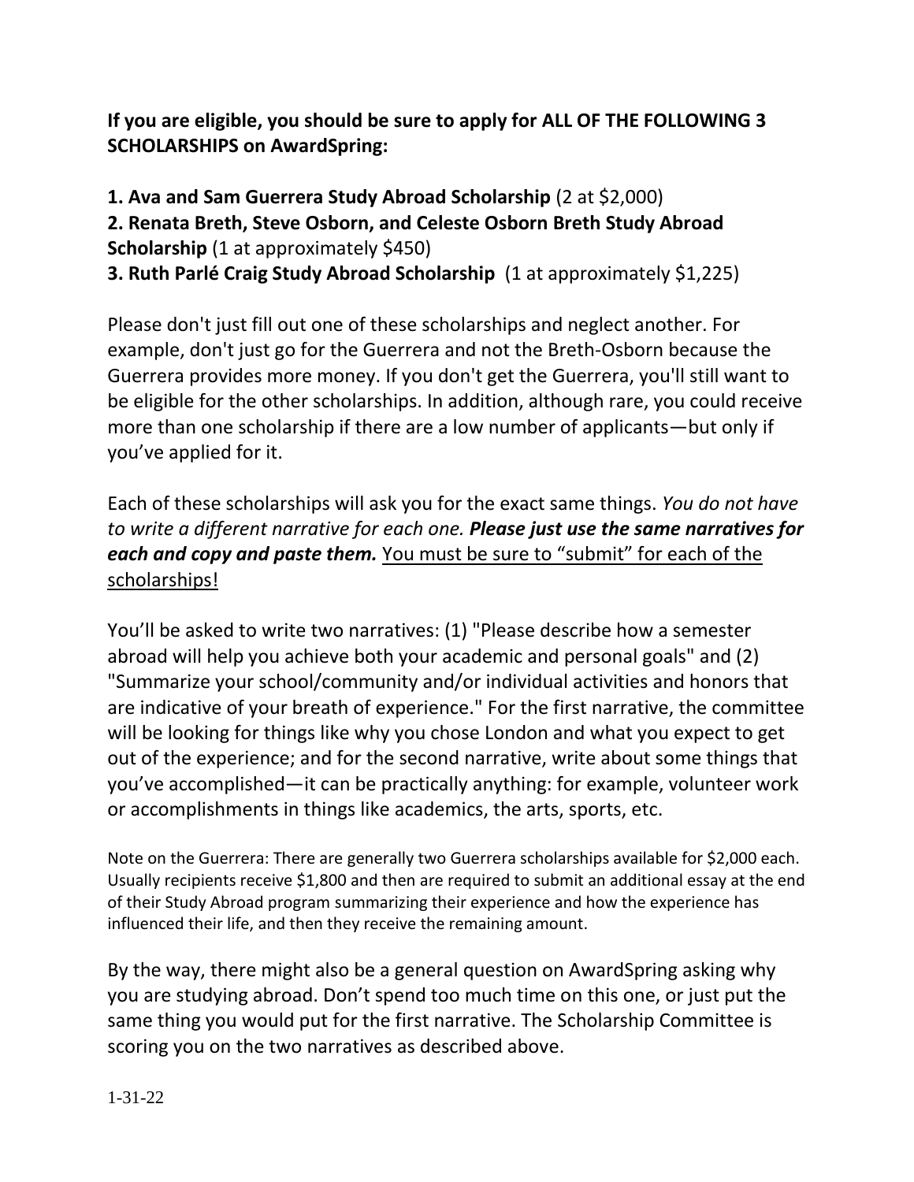**If you are eligible, you should be sure to apply for ALL OF THE FOLLOWING 3 SCHOLARSHIPS on AwardSpring:**

**1. Ava and Sam Guerrera Study Abroad Scholarship** (2 at $2,000)
**2. Renata Breth, Steve Osborn, and Celeste Osborn Breth Study Abroad Scholarship** (1 at approximately $450)
**3. Ruth Parlé Craig Study Abroad Scholarship** (1 at approximately $1,225)

Please don't just fill out one of these scholarships and neglect another. For example, don't just go for the Guerrera and not the Breth-Osborn because the Guerrera provides more money. If you don't get the Guerrera, you'll still want to be eligible for the other scholarships. In addition, although rare, you could receive more than one scholarship if there are a low number of applicants—but only if you've applied for it.

Each of these scholarships will ask you for the exact same things. *You do not have to write a different narrative for each one.* ***Please just use the same narratives for each and copy and paste them.*** <u>You must be sure to "submit" for each of the scholarships!</u>

You'll be asked to write two narratives: (1) "Please describe how a semester abroad will help you achieve both your academic and personal goals" and (2) "Summarize your school/community and/or individual activities and honors that are indicative of your breath of experience." For the first narrative, the committee will be looking for things like why you chose London and what you expect to get out of the experience; and for the second narrative, write about some things that you've accomplished—it can be practically anything: for example, volunteer work or accomplishments in things like academics, the arts, sports, etc.

Note on the Guerrera: There are generally two Guerrera scholarships available for $2,000 each. Usually recipients receive $1,800 and then are required to submit an additional essay at the end of their Study Abroad program summarizing their experience and how the experience has influenced their life, and then they receive the remaining amount.

By the way, there might also be a general question on AwardSpring asking why you are studying abroad. Don't spend too much time on this one, or just put the same thing you would put for the first narrative. The Scholarship Committee is scoring you on the two narratives as described above.

1-31-22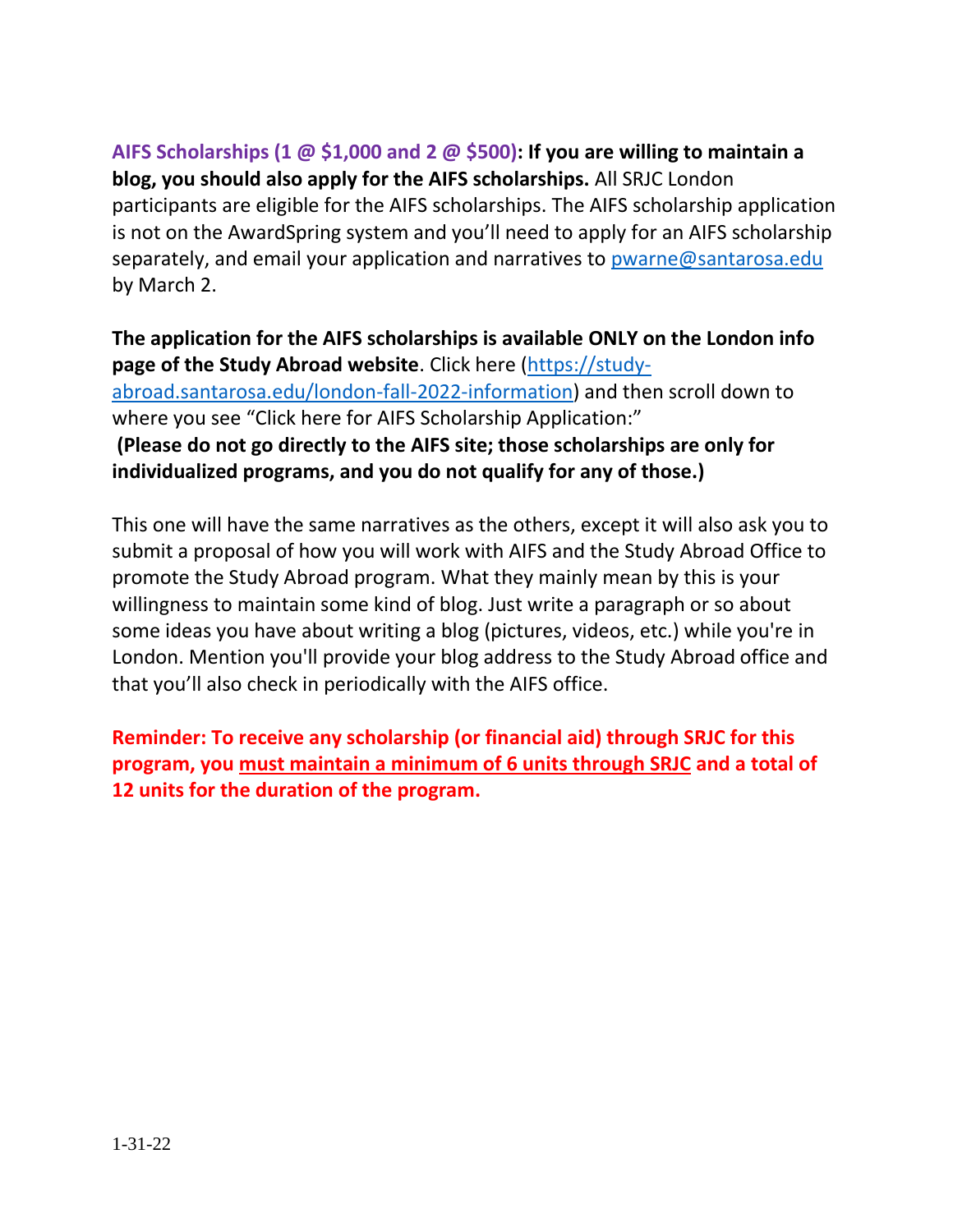**AIFS Scholarships (1 @ $1,000 and 2 @ $500): If you are willing to maintain a blog, you should also apply for the AIFS scholarships.** All SRJC London participants are eligible for the AIFS scholarships. The AIFS scholarship application is not on the AwardSpring system and you'll need to apply for an AIFS scholarship separately, and email your application and narratives to pwarne@santarosa.edu by March 2.

**The application for the AIFS scholarships is available ONLY on the London info page of the Study Abroad website**. Click here (https://study-abroad.santarosa.edu/london-fall-2022-information) and then scroll down to where you see "Click here for AIFS Scholarship Application:"
**(Please do not go directly to the AIFS site; those scholarships are only for individualized programs, and you do not qualify for any of those.)**

This one will have the same narratives as the others, except it will also ask you to submit a proposal of how you will work with AIFS and the Study Abroad Office to promote the Study Abroad program. What they mainly mean by this is your willingness to maintain some kind of blog. Just write a paragraph or so about some ideas you have about writing a blog (pictures, videos, etc.) while you're in London. Mention you'll provide your blog address to the Study Abroad office and that you'll also check in periodically with the AIFS office.

**Reminder: To receive any scholarship (or financial aid) through SRJC for this program, you must maintain a minimum of 6 units through SRJC and a total of 12 units for the duration of the program.**

1-31-22